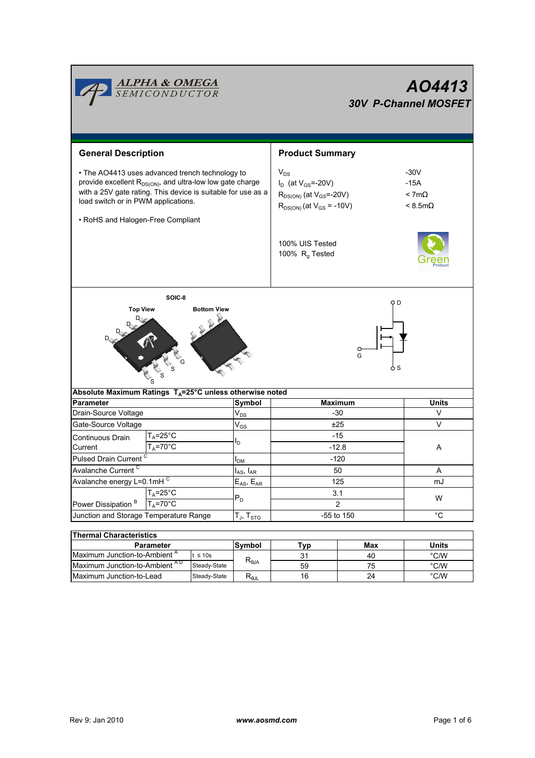ALPHA & OMEGA SEMICONDUCTOR

# AO4413

## 30V P-Channel MOSFET

## General Description

- The AO4413 uses advanced trench technology to provide excellent $R_{DS(ON)}$, and ultra-low low gate charge with a 25V gate rating. This device is suitable for use as a load switch or in PWM applications.
- RoHS and Halogen-Free Compliant

## Product Summary

| | |
|---|---|
| $V_{DS}$ | -30V |
| $I_D$ (at $V_{GS}$=-20V) | -15A |
| $R_{DS(ON)}$ (at $V_{GS}$=-20V) | < 7mΩ |
| $R_{DS(ON)}$ (at $V_{GS}$ = -10V) | < 8.5mΩ |

100% UIS Tested
100% $R_g$ Tested

Green Product

SOIC-8

Top View — Bottom View

D D D D G S S S

D, G, S

**Absolute Maximum Ratings $T_A$=25°C unless noted otherwise noted**

| Parameter | | Symbol | Maximum | Units |
|---|---|---|---|---|
| Drain-Source Voltage | | $V_{DS}$ | -30 | V |
| Gate-Source Voltage | | $V_{GS}$ | ±25 | V |
| Continuous Drain Current | $T_A$=25°C | $I_D$ | -15 | A |
| | $T_A$=70°C | | -12.8 | |
| Pulsed Drain Current [C] | | $I_{DM}$ | -120 | |
| Avalanche Current [C] | | $I_{AS}$, $I_{AR}$ | 50 | A |
| Avalanche energy L=0.1mH [C] | | $E_{AS}$, $E_{AR}$ | 125 | mJ |
| Power Dissipation [B] | $T_A$=25°C | $P_D$ | 3.1 | W |
| | $T_A$=70°C | | 2 | |
| Junction and Storage Temperature Range | | $T_J$, $T_{STG}$ | -55 to 150 | °C |

**Thermal Characteristics**

| Parameter | | Symbol | Typ | Max | Units |
|---|---|---|---|---|---|
| Maximum Junction-to-Ambient [A] | t ≤ 10s | $R_{\theta JA}$ | 31 | 40 | °C/W |
| Maximum Junction-to-Ambient [A D] | Steady-State | | 59 | 75 | °C/W |
| Maximum Junction-to-Lead | Steady-State | $R_{\theta JL}$ | 16 | 24 | °C/W |

Rev 9: Jan 2010 www.aosmd.com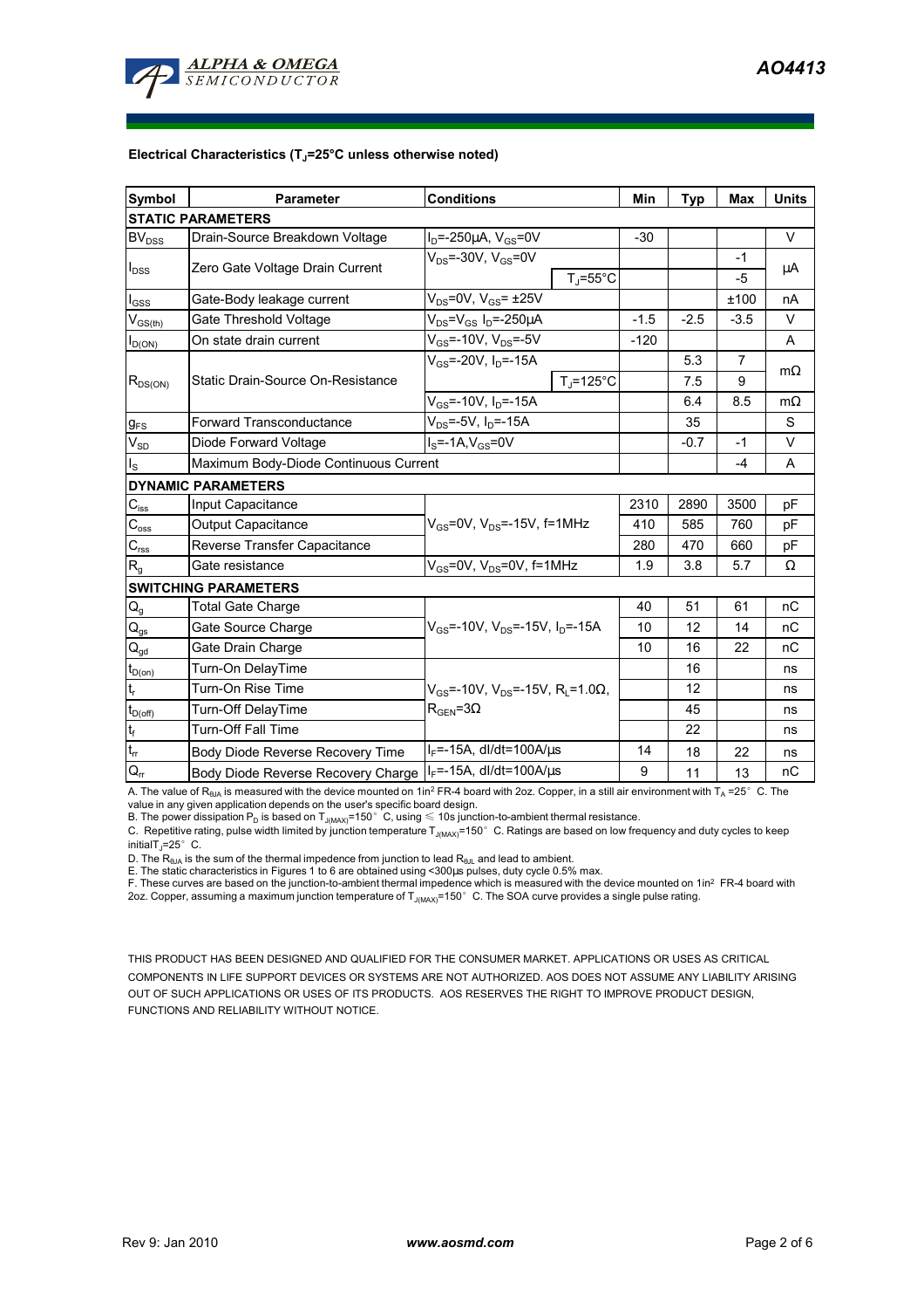### Electrical Characteristics ($T_J$=25°C unless otherwise noted)

| Symbol | Parameter | Conditions | | Min | Typ | Max | Units |
|---|---|---|---|---|---|---|---|
| **STATIC PARAMETERS** | | | | | | | |
| $BV_{DSS}$ | Drain-Source Breakdown Voltage | $I_D$=-250µA, $V_{GS}$=0V | | -30 | | | V |
| $I_{DSS}$ | Zero Gate Voltage Drain Current | $V_{DS}$=-30V, $V_{GS}$=0V | | | | -1 | µA |
| | | | $T_J$=55°C | | | -5 | |
| $I_{GSS}$ | Gate-Body leakage current | $V_{DS}$=0V, $V_{GS}$= ±25V | | | | ±100 | nA |
| $V_{GS(th)}$ | Gate Threshold Voltage | $V_{DS}$=$V_{GS}$ $I_D$=-250µA | | -1.5 | -2.5 | -3.5 | V |
| $I_{D(ON)}$ | On state drain current | $V_{GS}$=-10V, $V_{DS}$=-5V | | -120 | | | A |
| $R_{DS(ON)}$ | Static Drain-Source On-Resistance | $V_{GS}$=-20V, $I_D$=-15A | | | 5.3 | 7 | mΩ |
| | | | $T_J$=125°C | | 7.5 | 9 | |
| | | $V_{GS}$=-10V, $I_D$=-15A | | | 6.4 | 8.5 | mΩ |
| $g_{FS}$ | Forward Transconductance | $V_{DS}$=-5V, $I_D$=-15A | | | 35 | | S |
| $V_{SD}$ | Diode Forward Voltage | $I_S$=-1A,$V_{GS}$=0V | | | -0.7 | -1 | V |
| $I_S$ | Maximum Body-Diode Continuous Current | | | | | -4 | A |
| **DYNAMIC PARAMETERS** | | | | | | | |
| $C_{iss}$ | Input Capacitance | $V_{GS}$=0V, $V_{DS}$=-15V, f=1MHz | | 2310 | 2890 | 3500 | pF |
| $C_{oss}$ | Output Capacitance | | | 410 | 585 | 760 | pF |
| $C_{rss}$ | Reverse Transfer Capacitance | | | 280 | 470 | 660 | pF |
| $R_g$ | Gate resistance | $V_{GS}$=0V, $V_{DS}$=0V, f=1MHz | | 1.9 | 3.8 | 5.7 | Ω |
| **SWITCHING PARAMETERS** | | | | | | | |
| $Q_g$ | Total Gate Charge | $V_{GS}$=-10V, $V_{DS}$=-15V, $I_D$=-15A | | 40 | 51 | 61 | nC |
| $Q_{gs}$ | Gate Source Charge | | | 10 | 12 | 14 | nC |
| $Q_{gd}$ | Gate Drain Charge | | | 10 | 16 | 22 | nC |
| $t_{D(on)}$ | Turn-On DelayTime | $V_{GS}$=-10V, $V_{DS}$=-15V, $R_L$=1.0Ω, $R_{GEN}$=3Ω | | | 16 | | ns |
| $t_r$ | Turn-On Rise Time | | | | 12 | | ns |
| $t_{D(off)}$ | Turn-Off DelayTime | | | | 45 | | ns |
| $t_f$ | Turn-Off Fall Time | | | | 22 | | ns |
| $t_{rr}$ | Body Diode Reverse Recovery Time | $I_F$=-15A, dI/dt=100A/µs | | 14 | 18 | 22 | ns |
| $Q_{rr}$ | Body Diode Reverse Recovery Charge | $I_F$=-15A, dI/dt=100A/µs | | 9 | 11 | 13 | nC |

A. The value of $R_{\theta JA}$ is measured with the device mounted on 1in² FR-4 board with 2oz. Copper, in a still air environment with $T_A$ =25° C. The value in any given application depends on the user's specific board design.
B. The power dissipation $P_D$ is based on $T_{J(MAX)}$=150° C, using ≤ 10s junction-to-ambient thermal resistance.
C. Repetitive rating, pulse width limited by junction temperature $T_{J(MAX)}$=150° C. Ratings are based on low frequency and duty cycles to keep initial $T_J$=25° C.
D. The $R_{\theta JA}$ is the sum of the thermal impedence from junction to lead $R_{\theta JL}$ and lead to ambient.
E. The static characteristics in Figures 1 to 6 are obtained using <300µs pulses, duty cycle 0.5% max.
F. These curves are based on the junction-to-ambient thermal impedence which is measured with the device mounted on 1in² FR-4 board with 2oz. Copper, assuming a maximum junction temperature of $T_{J(MAX)}$=150° C. The SOA curve provides a single pulse rating.

THIS PRODUCT HAS BEEN DESIGNED AND QUALIFIED FOR THE CONSUMER MARKET. APPLICATIONS OR USES AS CRITICAL COMPONENTS IN LIFE SUPPORT DEVICES OR SYSTEMS ARE NOT AUTHORIZED. AOS DOES NOT ASSUME ANY LIABILITY ARISING OUT OF SUCH APPLICATIONS OR USES OF ITS PRODUCTS. AOS RESERVES THE RIGHT TO IMPROVE PRODUCT DESIGN, FUNCTIONS AND RELIABILITY WITHOUT NOTICE.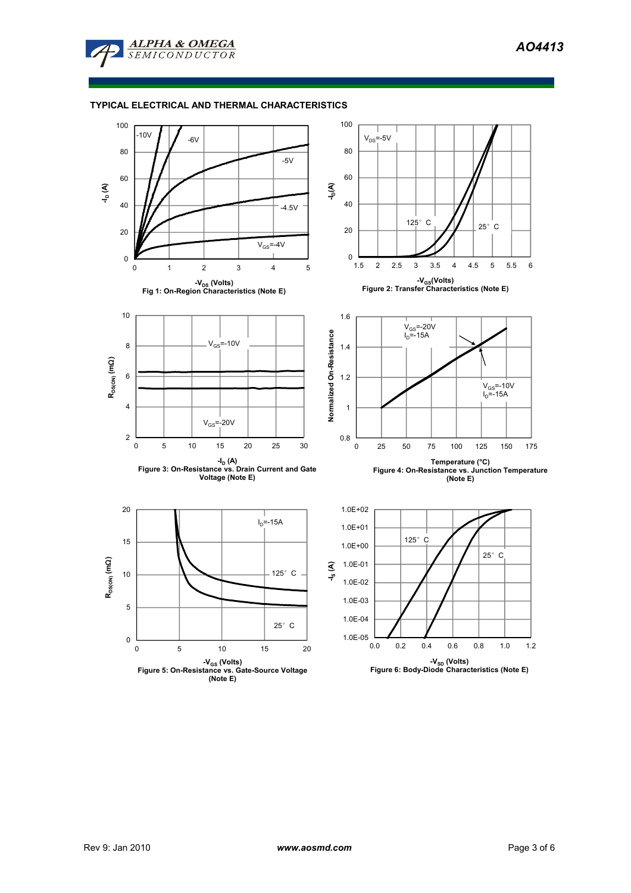## TYPICAL ELECTRICAL AND THERMAL CHARACTERISTICS

Fig 1: On-Region Characteristics (Note E)

Figure 2: Transfer Characteristics (Note E)

Figure 3: On-Resistance vs. Drain Current and Gate Voltage (Note E)

Figure 4: On-Resistance vs. Junction Temperature (Note E)

Figure 5: On-Resistance vs. Gate-Source Voltage (Note E)

Figure 6: Body-Diode Characteristics (Note E)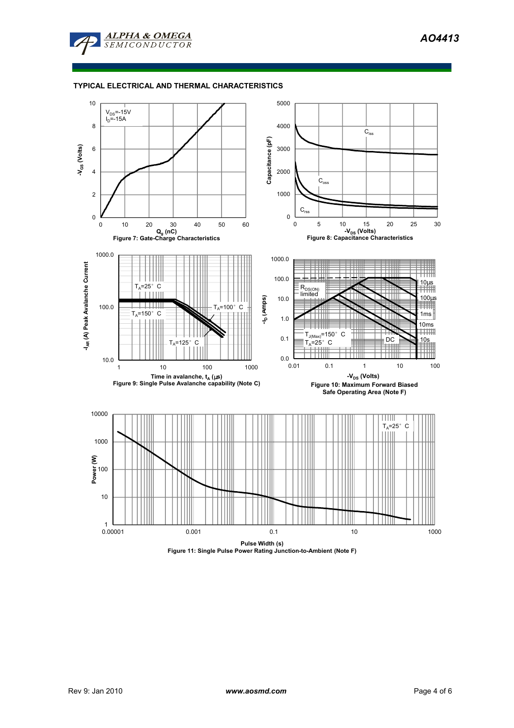## TYPICAL ELECTRICAL AND THERMAL CHARACTERISTICS

Figure 7: Gate-Charge Characteristics

Figure 8: Capacitance Characteristics

Figure 9: Single Pulse Avalanche capability (Note C)

Figure 10: Maximum Forward Biased Safe Operating Area (Note F)

Figure 11: Single Pulse Power Rating Junction-to-Ambient (Note F)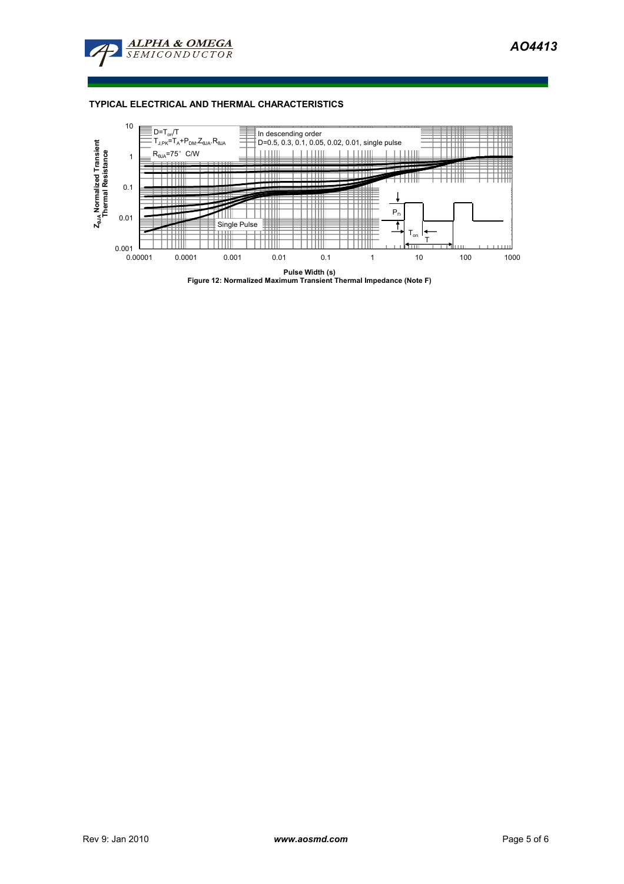## TYPICAL ELECTRICAL AND THERMAL CHARACTERISTICS

$D=T_{on}/T$
$T_{J,PK}=T_A+P_{DM}.Z_{\theta JA}.R_{\theta JA}$
$R_{\theta JA}=75°$ C/W

In descending order
D=0.5, 0.3, 0.1, 0.05, 0.02, 0.01, single pulse

Single Pulse

$Z_{\theta JA}$ Normalized Transient Thermal Resistance

Pulse Width (s)

**Figure 12: Normalized Maximum Transient Thermal Impedance (Note F)**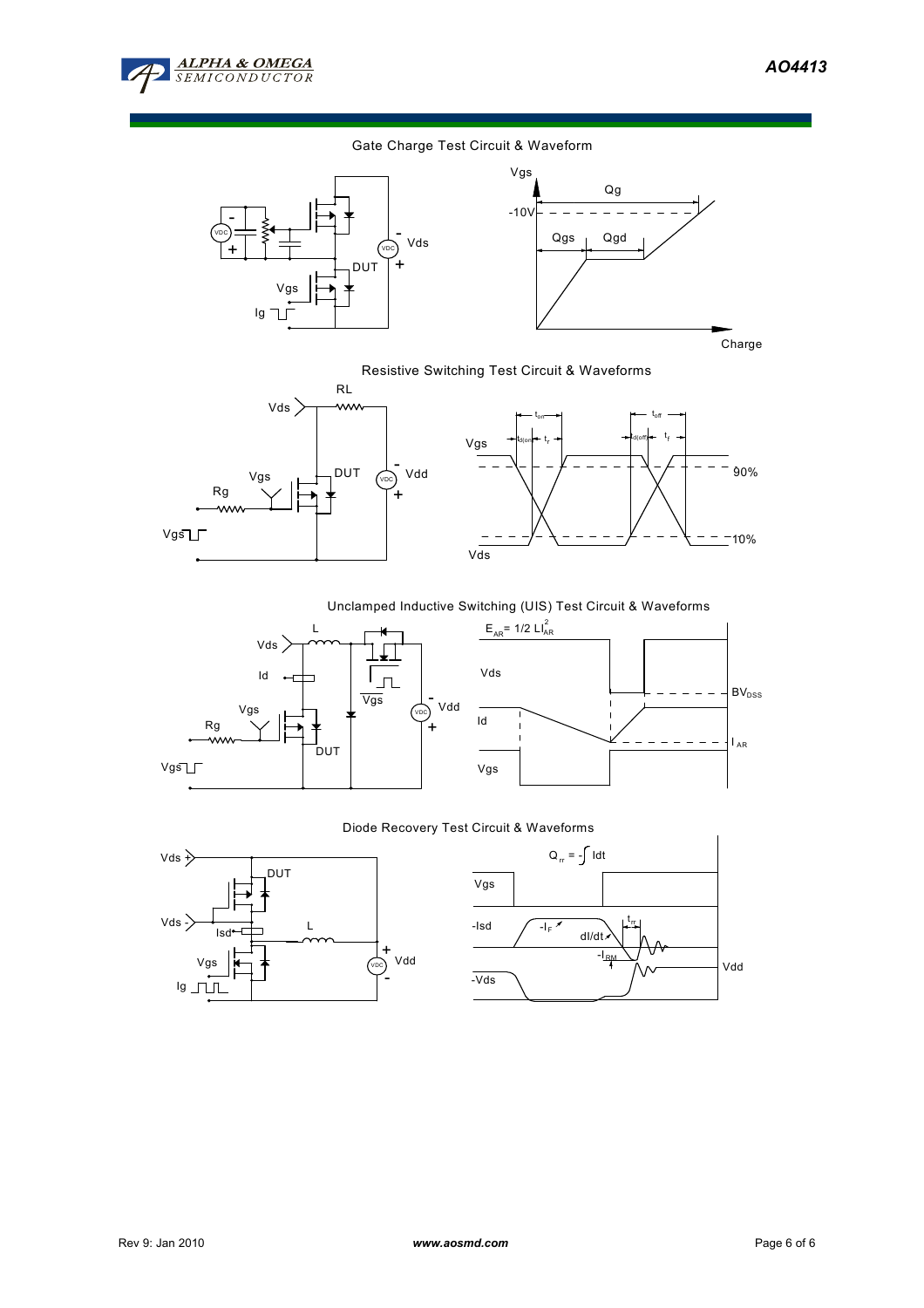## Gate Charge Test Circuit & Waveform

VDC
Vds
DUT
Vgs
Ig

Vgs
Qg
-10V
Qgs
Qgd
Charge

## Resistive Switching Test Circuit & Waveforms

Vds
RL
Vgs
DUT
Rg
Vdd
VDC
Vgs

$t_{on}$
$t_{off}$
$t_{d(on)}$
$t_r$
$t_{d(off)}$
$t_f$
Vgs
90%
10%
Vds

## Unclamped Inductive Switching (UIS) Test Circuit & Waveforms

L
Vds
Id
Vgs
Rg
DUT
Vgs
Vdd
VDC

$E_{AR} = 1/2\ LI_{AR}^2$
Vds
$BV_{DSS}$
Id
$I_{AR}$
Vgs

## Diode Recovery Test Circuit & Waveforms

Vds +
DUT
Vds -
Isd
L
Vgs
Ig
Vdd
VDC

$Q_{rr} = -\int Idt$
Vgs
-Isd
$-I_F$
dI/dt
$t_{rr}$
$-I_{RM}$
-Vds
Vdd